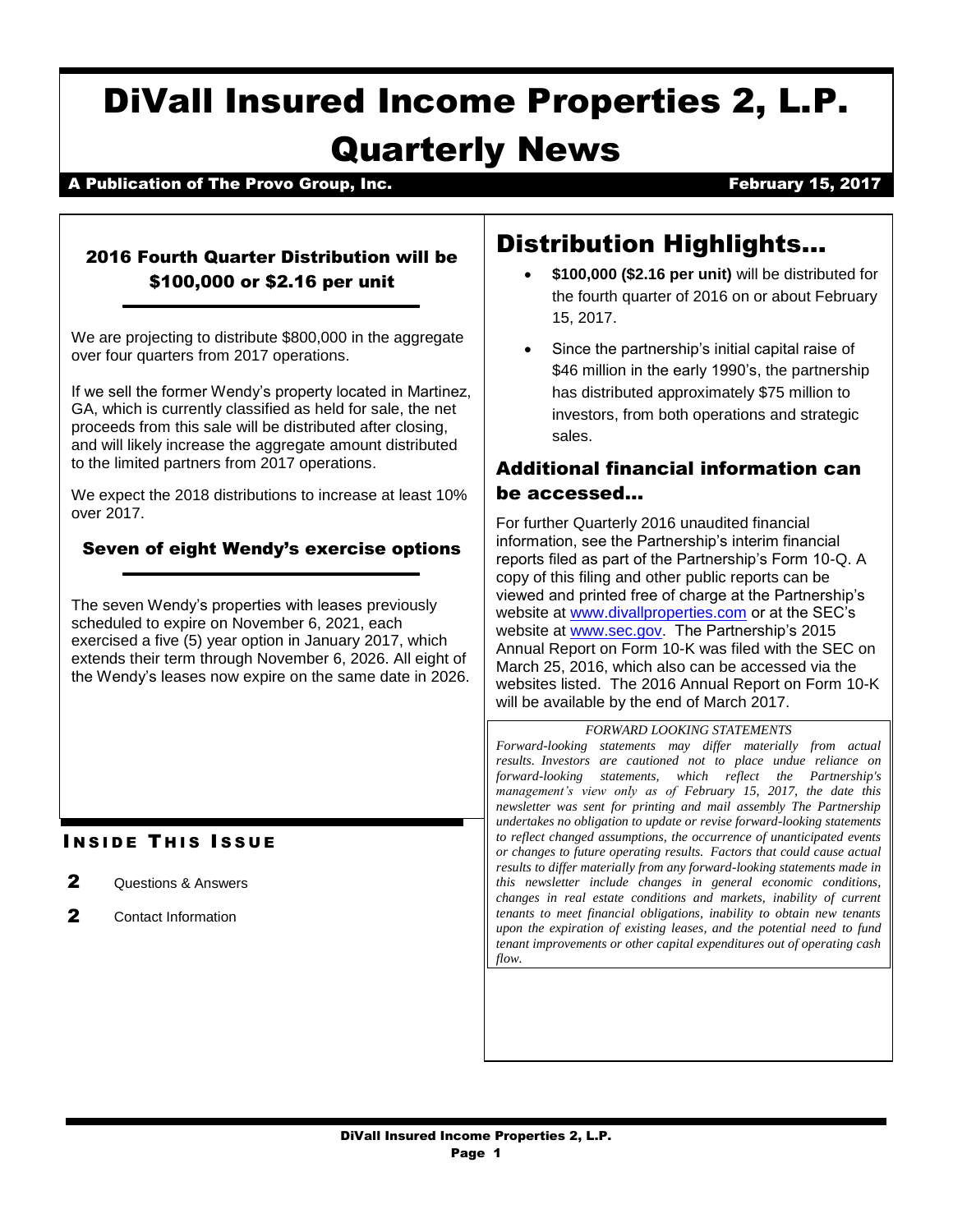# DiVall Insured Income Properties 2, L.P.

# Quarterly News

**A Publication of The Provo Group, Inc.** **February 15, 2017**

### 2016 Fourth Quarter Distribution will be $100,000 or $2.16 per unit

We are projecting to distribute $800,000 in the aggregate over four quarters from 2017 operations.

If we sell the former Wendy's property located in Martinez, GA, which is currently classified as held for sale, the net proceeds from this sale will be distributed after closing, and will likely increase the aggregate amount distributed to the limited partners from 2017 operations.

We expect the 2018 distributions to increase at least 10% over 2017.

### Seven of eight Wendy's exercise options

The seven Wendy's properties with leases previously scheduled to expire on November 6, 2021, each exercised a five (5) year option in January 2017, which extends their term through November 6, 2026. All eight of the Wendy's leases now expire on the same date in 2026.

### INSIDE THIS ISSUE

- **2** Questions & Answers
- **2** Contact Information

## Distribution Highlights…

- **$100,000 ($2.16 per unit)** will be distributed for the fourth quarter of 2016 on or about February 15, 2017.
- Since the partnership's initial capital raise of $46 million in the early 1990's, the partnership has distributed approximately $75 million to investors, from both operations and strategic sales.

### Additional financial information can be accessed…

For further Quarterly 2016 unaudited financial information, see the Partnership's interim financial reports filed as part of the Partnership's Form 10-Q. A copy of this filing and other public reports can be viewed and printed free of charge at the Partnership's website at www.divallproperties.com or at the SEC's website at www.sec.gov. The Partnership's 2015 Annual Report on Form 10-K was filed with the SEC on March 25, 2016, which also can be accessed via the websites listed. The 2016 Annual Report on Form 10-K will be available by the end of March 2017.

*FORWARD LOOKING STATEMENTS*

*Forward-looking statements may differ materially from actual results. Investors are cautioned not to place undue reliance on forward-looking statements, which reflect the Partnership's management's view only as of February 15, 2017, the date this newsletter was sent for printing and mail assembly The Partnership undertakes no obligation to update or revise forward-looking statements to reflect changed assumptions, the occurrence of unanticipated events or changes to future operating results. Factors that could cause actual results to differ materially from any forward-looking statements made in this newsletter include changes in general economic conditions, changes in real estate conditions and markets, inability of current tenants to meet financial obligations, inability to obtain new tenants upon the expiration of existing leases, and the potential need to fund tenant improvements or other capital expenditures out of operating cash flow.*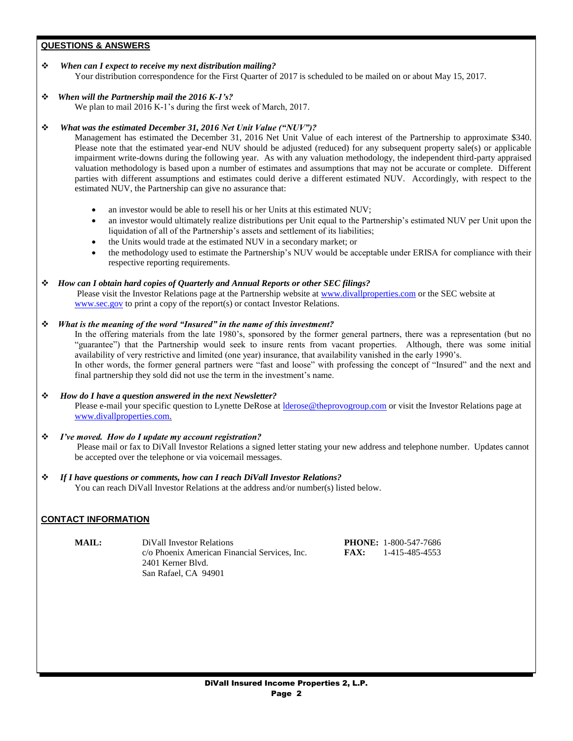## QUESTIONS & ANSWERS

- ***When can I expect to receive my next distribution mailing?***
  Your distribution correspondence for the First Quarter of 2017 is scheduled to be mailed on or about May 15, 2017.

- ***When will the Partnership mail the 2016 K-1's?***
  We plan to mail 2016 K-1's during the first week of March, 2017.

- ***What was the estimated December 31, 2016 Net Unit Value ("NUV")?***
  Management has estimated the December 31, 2016 Net Unit Value of each interest of the Partnership to approximate $340. Please note that the estimated year-end NUV should be adjusted (reduced) for any subsequent property sale(s) or applicable impairment write-downs during the following year. As with any valuation methodology, the independent third-party appraised valuation methodology is based upon a number of estimates and assumptions that may not be accurate or complete. Different parties with different assumptions and estimates could derive a different estimated NUV. Accordingly, with respect to the estimated NUV, the Partnership can give no assurance that:

  - an investor would be able to resell his or her Units at this estimated NUV;
  - an investor would ultimately realize distributions per Unit equal to the Partnership's estimated NUV per Unit upon the liquidation of all of the Partnership's assets and settlement of its liabilities;
  - the Units would trade at the estimated NUV in a secondary market; or
  - the methodology used to estimate the Partnership's NUV would be acceptable under ERISA for compliance with their respective reporting requirements.

- ***How can I obtain hard copies of Quarterly and Annual Reports or other SEC filings?***
  Please visit the Investor Relations page at the Partnership website at www.divallproperties.com or the SEC website at www.sec.gov to print a copy of the report(s) or contact Investor Relations.

- ***What is the meaning of the word "Insured" in the name of this investment?***
  In the offering materials from the late 1980's, sponsored by the former general partners, there was a representation (but no "guarantee") that the Partnership would seek to insure rents from vacant properties. Although, there was some initial availability of very restrictive and limited (one year) insurance, that availability vanished in the early 1990's.
  In other words, the former general partners were "fast and loose" with professing the concept of "Insured" and the next and final partnership they sold did not use the term in the investment's name.

- ***How do I have a question answered in the next Newsletter?***
  Please e-mail your specific question to Lynette DeRose at lderose@theprovogroup.com or visit the Investor Relations page at www.divallproperties.com.

- ***I've moved. How do I update my account registration?***
  Please mail or fax to DiVall Investor Relations a signed letter stating your new address and telephone number. Updates cannot be accepted over the telephone or via voicemail messages.

- ***If I have questions or comments, how can I reach DiVall Investor Relations?***
  You can reach DiVall Investor Relations at the address and/or number(s) listed below.

## CONTACT INFORMATION

**MAIL:**
DiVall Investor Relations
c/o Phoenix American Financial Services, Inc.
2401 Kerner Blvd.
San Rafael, CA 94901

**PHONE:** 1-800-547-7686
**FAX:** 1-415-485-4553